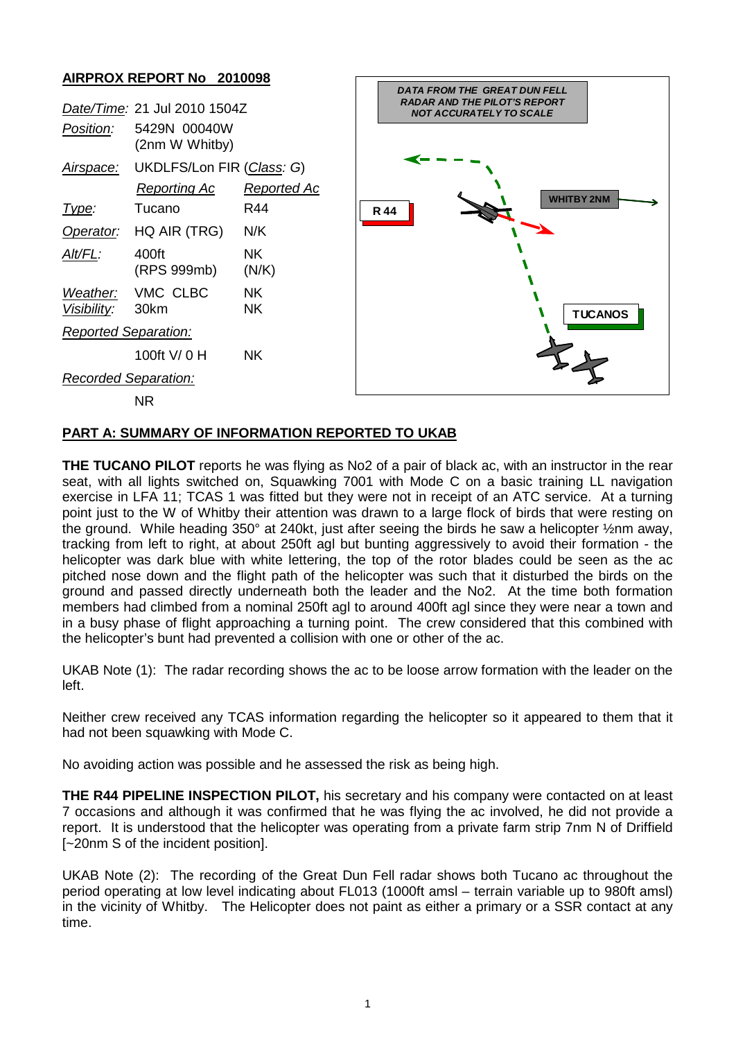## AIRPROX REPORT No 2010098

| | | |
|---|---|---|
| *Date/Time:* | 21 Jul 2010 1504Z | |
| *Position:* | 5429N 00040W (2nm W Whitby) | |
| *Airspace:* | UKDLFS/Lon FIR (*Class: G*) | |
| | *Reporting Ac* | *Reported Ac* |
| *Type:* | Tucano | R44 |
| *Operator:* | HQ AIR (TRG) | N/K |
| *Alt/FL:* | 400ft (RPS 999mb) | NK (N/K) |
| *Weather:* | VMC CLBC | NK |
| *Visibility:* | 30km | NK |
| *Reported Separation:* | | |
| | 100ft V/ 0 H | NK |
| *Recorded Separation:* | | |
| | NR | |

DATA FROM THE GREAT DUN FELL RADAR AND THE PILOT'S REPORT NOT ACCURATELY TO SCALE

R 44

WHITBY 2NM

TUCANOS

## PART A: SUMMARY OF INFORMATION REPORTED TO UKAB

**THE TUCANO PILOT** reports he was flying as No2 of a pair of black ac, with an instructor in the rear seat, with all lights switched on, Squawking 7001 with Mode C on a basic training LL navigation exercise in LFA 11; TCAS 1 was fitted but they were not in receipt of an ATC service. At a turning point just to the W of Whitby their attention was drawn to a large flock of birds that were resting on the ground. While heading 350° at 240kt, just after seeing the birds he saw a helicopter ½nm away, tracking from left to right, at about 250ft agl but bunting aggressively to avoid their formation - the helicopter was dark blue with white lettering, the top of the rotor blades could be seen as the ac pitched nose down and the flight path of the helicopter was such that it disturbed the birds on the ground and passed directly underneath both the leader and the No2. At the time both formation members had climbed from a nominal 250ft agl to around 400ft agl since they were near a town and in a busy phase of flight approaching a turning point. The crew considered that this combined with the helicopter's bunt had prevented a collision with one or other of the ac.

UKAB Note (1): The radar recording shows the ac to be loose arrow formation with the leader on the left.

Neither crew received any TCAS information regarding the helicopter so it appeared to them that it had not been squawking with Mode C.

No avoiding action was possible and he assessed the risk as being high.

**THE R44 PIPELINE INSPECTION PILOT,** his secretary and his company were contacted on at least 7 occasions and although it was confirmed that he was flying the ac involved, he did not provide a report. It is understood that the helicopter was operating from a private farm strip 7nm N of Driffield [~20nm S of the incident position].

UKAB Note (2): The recording of the Great Dun Fell radar shows both Tucano ac throughout the period operating at low level indicating about FL013 (1000ft amsl – terrain variable up to 980ft amsl) in the vicinity of Whitby. The Helicopter does not paint as either a primary or a SSR contact at any time.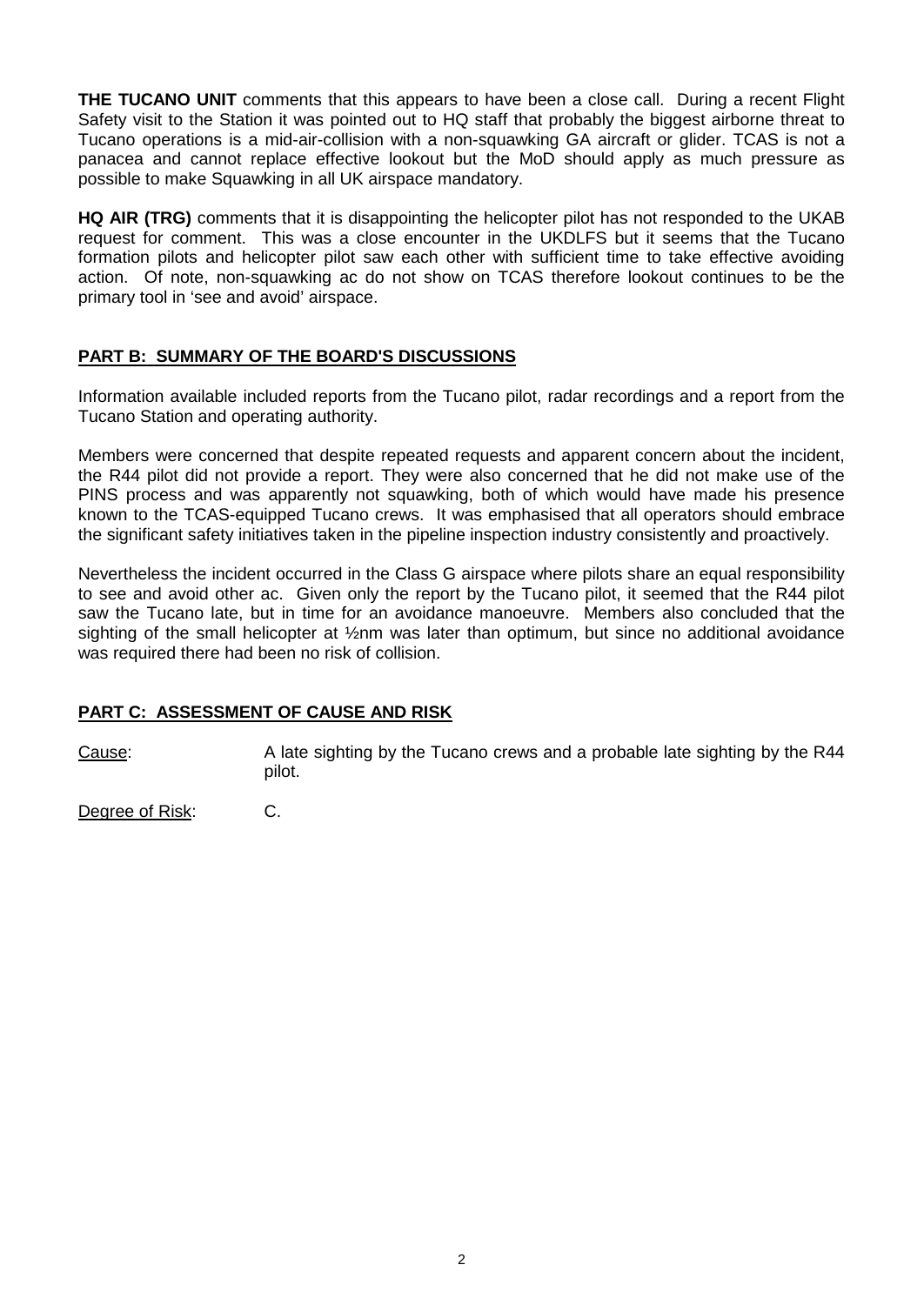**THE TUCANO UNIT** comments that this appears to have been a close call. During a recent Flight Safety visit to the Station it was pointed out to HQ staff that probably the biggest airborne threat to Tucano operations is a mid-air-collision with a non-squawking GA aircraft or glider. TCAS is not a panacea and cannot replace effective lookout but the MoD should apply as much pressure as possible to make Squawking in all UK airspace mandatory.

**HQ AIR (TRG)** comments that it is disappointing the helicopter pilot has not responded to the UKAB request for comment. This was a close encounter in the UKDLFS but it seems that the Tucano formation pilots and helicopter pilot saw each other with sufficient time to take effective avoiding action. Of note, non-squawking ac do not show on TCAS therefore lookout continues to be the primary tool in 'see and avoid' airspace.

## PART B: SUMMARY OF THE BOARD'S DISCUSSIONS

Information available included reports from the Tucano pilot, radar recordings and a report from the Tucano Station and operating authority.

Members were concerned that despite repeated requests and apparent concern about the incident, the R44 pilot did not provide a report. They were also concerned that he did not make use of the PINS process and was apparently not squawking, both of which would have made his presence known to the TCAS-equipped Tucano crews. It was emphasised that all operators should embrace the significant safety initiatives taken in the pipeline inspection industry consistently and proactively.

Nevertheless the incident occurred in the Class G airspace where pilots share an equal responsibility to see and avoid other ac. Given only the report by the Tucano pilot, it seemed that the R44 pilot saw the Tucano late, but in time for an avoidance manoeuvre. Members also concluded that the sighting of the small helicopter at ½nm was later than optimum, but since no additional avoidance was required there had been no risk of collision.

## PART C: ASSESSMENT OF CAUSE AND RISK

Cause: A late sighting by the Tucano crews and a probable late sighting by the R44 pilot.

Degree of Risk: C.